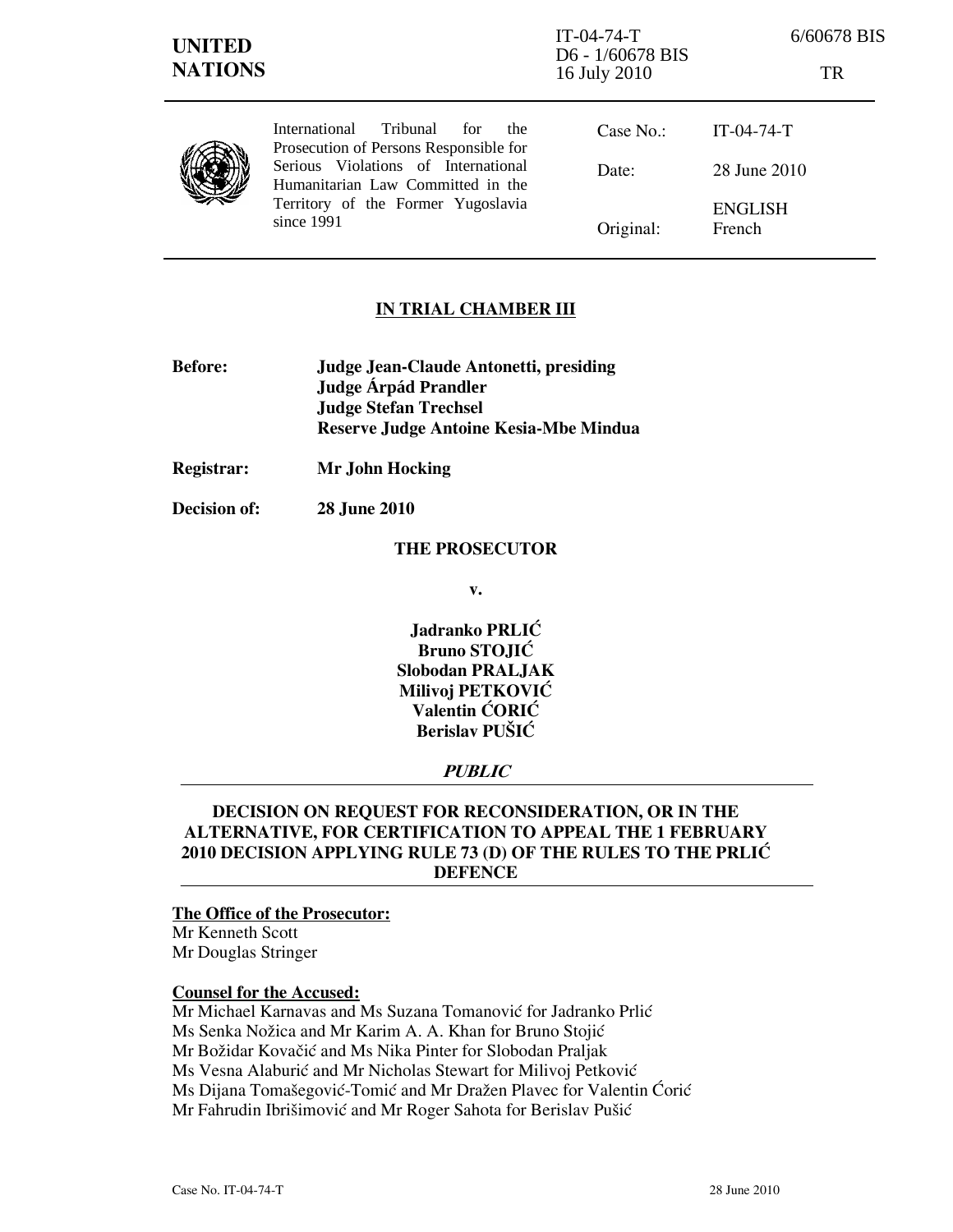UNITED NATIONS

IT-04-74-T
D6 - 1/60678 BIS
16 July 2010

6/60678 BIS

TR

International Tribunal for the Prosecution of Persons Responsible for Serious Violations of International Humanitarian Law Committed in the Territory of the Former Yugoslavia since 1991

| | |
|---|---|
| Case No.: | IT-04-74-T |
| Date: | 28 June 2010 |
| Original: | ENGLISH<br>French |

**IN TRIAL CHAMBER III**

**Before:** **Judge Jean-Claude Antonetti, presiding**
**Judge Árpád Prandler**
**Judge Stefan Trechsel**
**Reserve Judge Antoine Kesia-Mbe Mindua**

**Registrar:** **Mr John Hocking**

**Decision of:** **28 June 2010**

**THE PROSECUTOR**

**v.**

**Jadranko PRLIĆ**
**Bruno STOJIĆ**
**Slobodan PRALJAK**
**Milivoj PETKOVIĆ**
**Valentin ĆORIĆ**
**Berislav PUŠIĆ**

***PUBLIC***

**DECISION ON REQUEST FOR RECONSIDERATION, OR IN THE ALTERNATIVE, FOR CERTIFICATION TO APPEAL THE 1 FEBRUARY 2010 DECISION APPLYING RULE 73 (D) OF THE RULES TO THE PRLIĆ DEFENCE**

**The Office of the Prosecutor:**
Mr Kenneth Scott
Mr Douglas Stringer

**Counsel for the Accused:**
Mr Michael Karnavas and Ms Suzana Tomanović for Jadranko Prlić
Ms Senka Nožica and Mr Karim A. A. Khan for Bruno Stojić
Mr Božidar Kovačić and Ms Nika Pinter for Slobodan Praljak
Ms Vesna Alaburić and Mr Nicholas Stewart for Milivoj Petković
Ms Dijana Tomašegović-Tomić and Mr Dražen Plavec for Valentin Ćorić
Mr Fahrudin Ibrišimović and Mr Roger Sahota for Berislav Pušić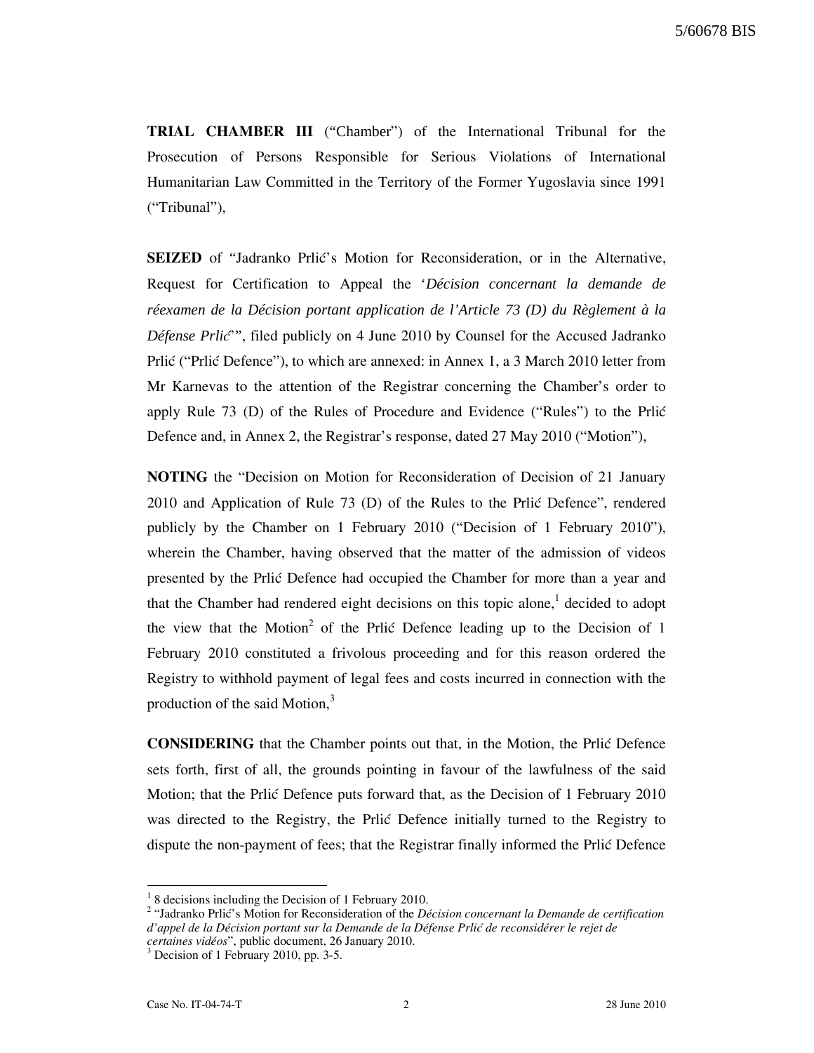**TRIAL CHAMBER III** ("Chamber") of the International Tribunal for the Prosecution of Persons Responsible for Serious Violations of International Humanitarian Law Committed in the Territory of the Former Yugoslavia since 1991 ("Tribunal"),

**SEIZED** of "Jadranko Prlić's Motion for Reconsideration, or in the Alternative, Request for Certification to Appeal the '*Décision concernant la demande de réexamen de la Décision portant application de l'Article 73 (D) du Règlement à la Défense Prlić*'", filed publicly on 4 June 2010 by Counsel for the Accused Jadranko Prlić ("Prlić Defence"), to which are annexed: in Annex 1, a 3 March 2010 letter from Mr Karnevas to the attention of the Registrar concerning the Chamber's order to apply Rule 73 (D) of the Rules of Procedure and Evidence ("Rules") to the Prlić Defence and, in Annex 2, the Registrar's response, dated 27 May 2010 ("Motion"),

**NOTING** the "Decision on Motion for Reconsideration of Decision of 21 January 2010 and Application of Rule 73 (D) of the Rules to the Prlić Defence", rendered publicly by the Chamber on 1 February 2010 ("Decision of 1 February 2010"), wherein the Chamber, having observed that the matter of the admission of videos presented by the Prlić Defence had occupied the Chamber for more than a year and that the Chamber had rendered eight decisions on this topic alone,[1] decided to adopt the view that the Motion[2] of the Prlić Defence leading up to the Decision of 1 February 2010 constituted a frivolous proceeding and for this reason ordered the Registry to withhold payment of legal fees and costs incurred in connection with the production of the said Motion,[3]

**CONSIDERING** that the Chamber points out that, in the Motion, the Prlić Defence sets forth, first of all, the grounds pointing in favour of the lawfulness of the said Motion; that the Prlić Defence puts forward that, as the Decision of 1 February 2010 was directed to the Registry, the Prlić Defence initially turned to the Registry to dispute the non-payment of fees; that the Registrar finally informed the Prlić Defence

---

[1] 8 decisions including the Decision of 1 February 2010.

[2] "Jadranko Prlić's Motion for Reconsideration of the *Décision concernant la Demande de certification d'appel de la Décision portant sur la Demande de la Défense Prlić de reconsidérer le rejet de certaines vidéos*", public document, 26 January 2010.

[3] Decision of 1 February 2010, pp. 3-5.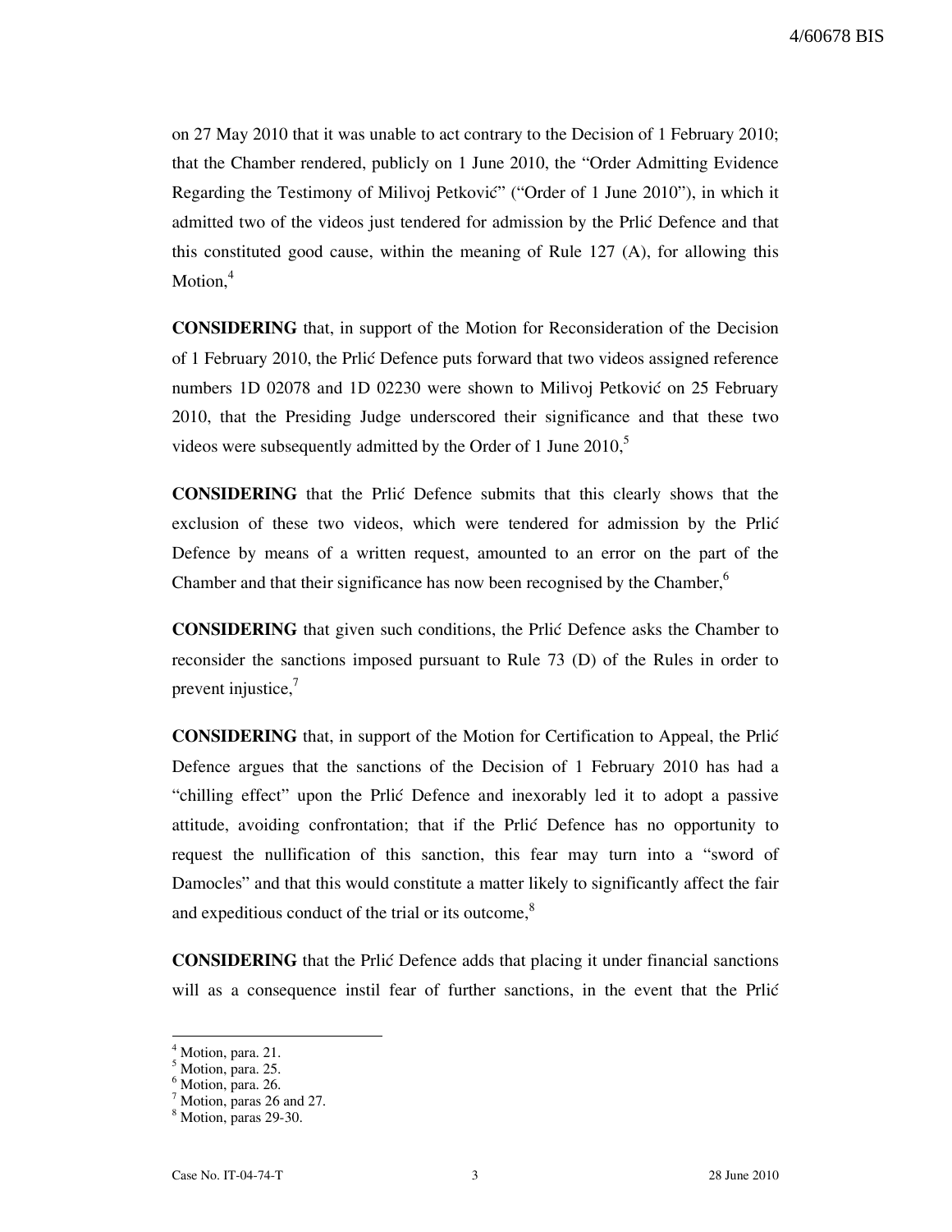on 27 May 2010 that it was unable to act contrary to the Decision of 1 February 2010; that the Chamber rendered, publicly on 1 June 2010, the "Order Admitting Evidence Regarding the Testimony of Milivoj Petković" ("Order of 1 June 2010"), in which it admitted two of the videos just tendered for admission by the Prlić Defence and that this constituted good cause, within the meaning of Rule 127 (A), for allowing this Motion,[4]

**CONSIDERING** that, in support of the Motion for Reconsideration of the Decision of 1 February 2010, the Prlić Defence puts forward that two videos assigned reference numbers 1D 02078 and 1D 02230 were shown to Milivoj Petković on 25 February 2010, that the Presiding Judge underscored their significance and that these two videos were subsequently admitted by the Order of 1 June 2010,[5]

**CONSIDERING** that the Prlić Defence submits that this clearly shows that the exclusion of these two videos, which were tendered for admission by the Prlić Defence by means of a written request, amounted to an error on the part of the Chamber and that their significance has now been recognised by the Chamber,[6]

**CONSIDERING** that given such conditions, the Prlić Defence asks the Chamber to reconsider the sanctions imposed pursuant to Rule 73 (D) of the Rules in order to prevent injustice,[7]

**CONSIDERING** that, in support of the Motion for Certification to Appeal, the Prlić Defence argues that the sanctions of the Decision of 1 February 2010 has had a "chilling effect" upon the Prlić Defence and inexorably led it to adopt a passive attitude, avoiding confrontation; that if the Prlić Defence has no opportunity to request the nullification of this sanction, this fear may turn into a "sword of Damocles" and that this would constitute a matter likely to significantly affect the fair and expeditious conduct of the trial or its outcome,[8]

**CONSIDERING** that the Prlić Defence adds that placing it under financial sanctions will as a consequence instil fear of further sanctions, in the event that the Prlić

---

[4] Motion, para. 21.
[5] Motion, para. 25.
[6] Motion, para. 26.
[7] Motion, paras 26 and 27.
[8] Motion, paras 29-30.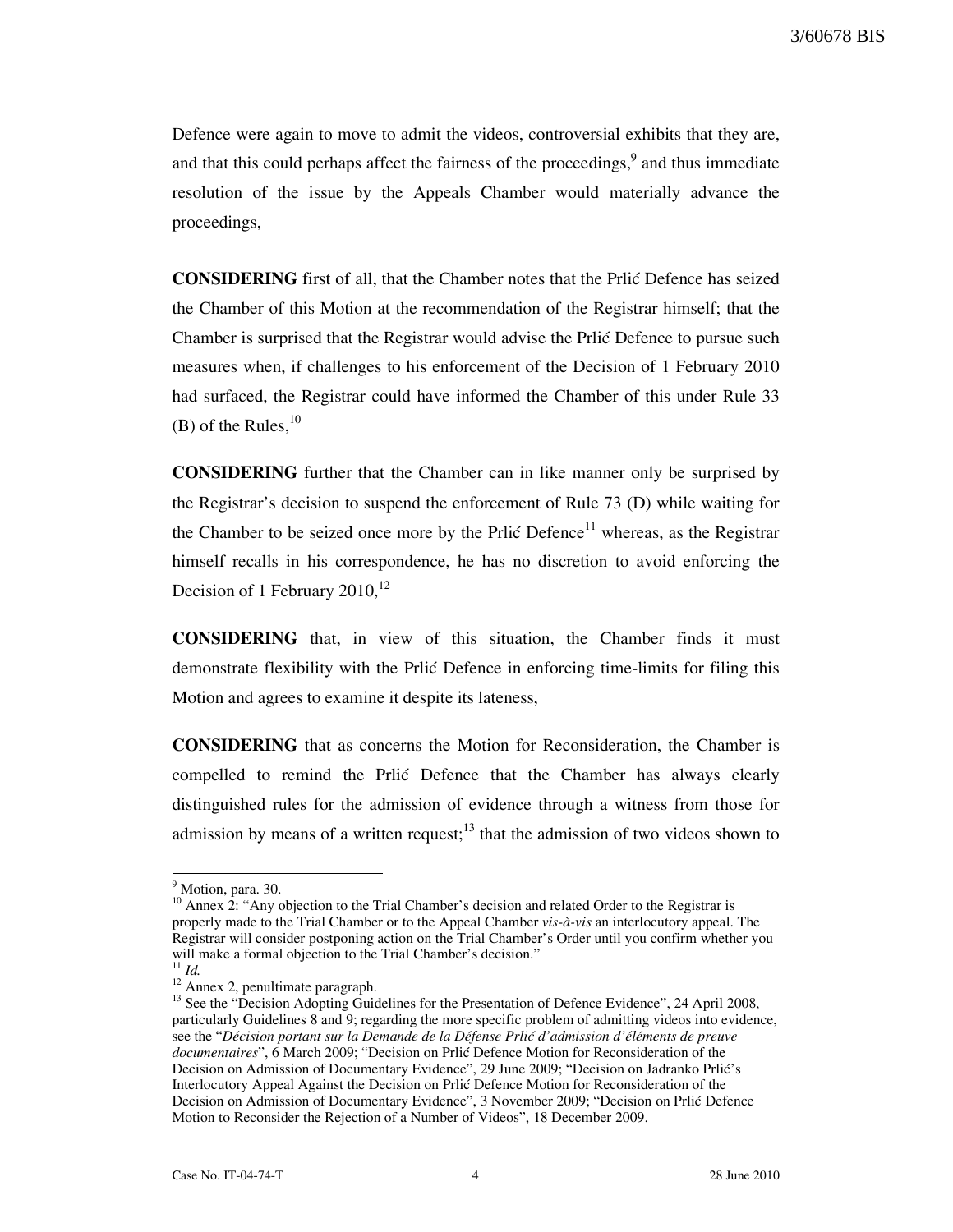Defence were again to move to admit the videos, controversial exhibits that they are, and that this could perhaps affect the fairness of the proceedings,[9] and thus immediate resolution of the issue by the Appeals Chamber would materially advance the proceedings,

**CONSIDERING** first of all, that the Chamber notes that the Prlić Defence has seized the Chamber of this Motion at the recommendation of the Registrar himself; that the Chamber is surprised that the Registrar would advise the Prlić Defence to pursue such measures when, if challenges to his enforcement of the Decision of 1 February 2010 had surfaced, the Registrar could have informed the Chamber of this under Rule 33 (B) of the Rules,[10]

**CONSIDERING** further that the Chamber can in like manner only be surprised by the Registrar's decision to suspend the enforcement of Rule 73 (D) while waiting for the Chamber to be seized once more by the Prlić Defence[11] whereas, as the Registrar himself recalls in his correspondence, he has no discretion to avoid enforcing the Decision of 1 February 2010,[12]

**CONSIDERING** that, in view of this situation, the Chamber finds it must demonstrate flexibility with the Prlić Defence in enforcing time-limits for filing this Motion and agrees to examine it despite its lateness,

**CONSIDERING** that as concerns the Motion for Reconsideration, the Chamber is compelled to remind the Prlić Defence that the Chamber has always clearly distinguished rules for the admission of evidence through a witness from those for admission by means of a written request;[13] that the admission of two videos shown to

---

[9] Motion, para. 30.

[10] Annex 2: "Any objection to the Trial Chamber's decision and related Order to the Registrar is properly made to the Trial Chamber or to the Appeal Chamber *vis-à-vis* an interlocutory appeal. The Registrar will consider postponing action on the Trial Chamber's Order until you confirm whether you will make a formal objection to the Trial Chamber's decision."

[11] *Id.*

[12] Annex 2, penultimate paragraph.

[13] See the "Decision Adopting Guidelines for the Presentation of Defence Evidence", 24 April 2008, particularly Guidelines 8 and 9; regarding the more specific problem of admitting videos into evidence, see the "*Décision portant sur la Demande de la Défense Prlić d'admission d'éléments de preuve documentaires*", 6 March 2009; "Decision on Prlić Defence Motion for Reconsideration of the Decision on Admission of Documentary Evidence", 29 June 2009; "Decision on Jadranko Prlić's Interlocutory Appeal Against the Decision on Prlić Defence Motion for Reconsideration of the Decision on Admission of Documentary Evidence", 3 November 2009; "Decision on Prlić Defence Motion to Reconsider the Rejection of a Number of Videos", 18 December 2009.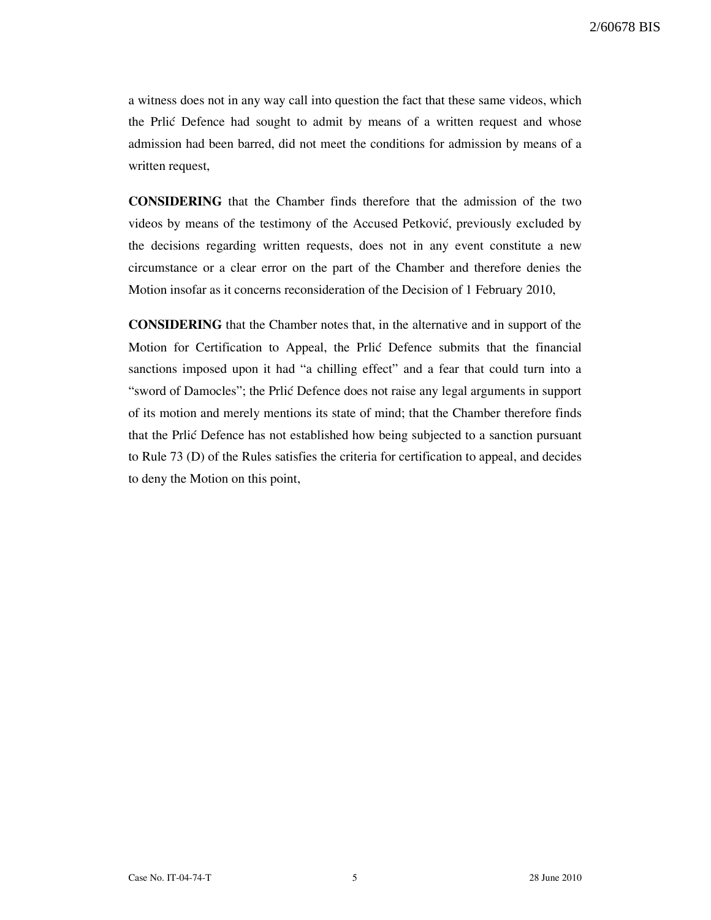a witness does not in any way call into question the fact that these same videos, which the Prlić Defence had sought to admit by means of a written request and whose admission had been barred, did not meet the conditions for admission by means of a written request,

**CONSIDERING** that the Chamber finds therefore that the admission of the two videos by means of the testimony of the Accused Petković, previously excluded by the decisions regarding written requests, does not in any event constitute a new circumstance or a clear error on the part of the Chamber and therefore denies the Motion insofar as it concerns reconsideration of the Decision of 1 February 2010,

**CONSIDERING** that the Chamber notes that, in the alternative and in support of the Motion for Certification to Appeal, the Prlić Defence submits that the financial sanctions imposed upon it had "a chilling effect" and a fear that could turn into a "sword of Damocles"; the Prlić Defence does not raise any legal arguments in support of its motion and merely mentions its state of mind; that the Chamber therefore finds that the Prlić Defence has not established how being subjected to a sanction pursuant to Rule 73 (D) of the Rules satisfies the criteria for certification to appeal, and decides to deny the Motion on this point,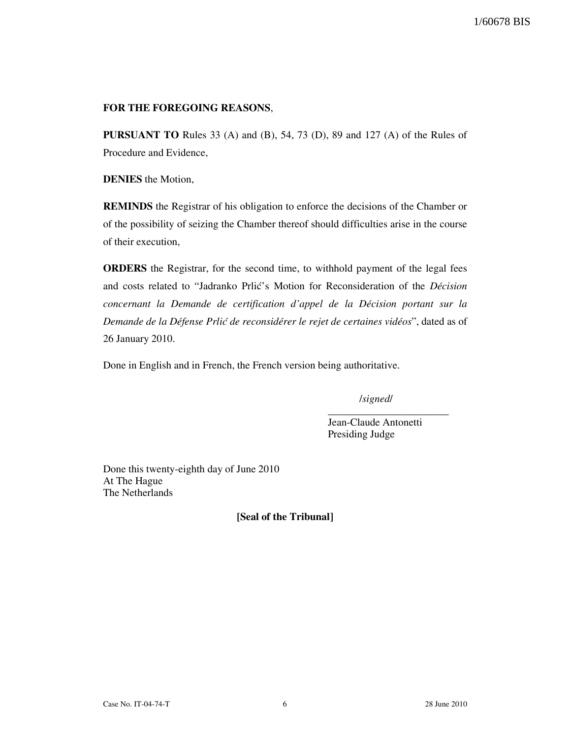**FOR THE FOREGOING REASONS**,

**PURSUANT TO** Rules 33 (A) and (B), 54, 73 (D), 89 and 127 (A) of the Rules of Procedure and Evidence,

**DENIES** the Motion,

**REMINDS** the Registrar of his obligation to enforce the decisions of the Chamber or of the possibility of seizing the Chamber thereof should difficulties arise in the course of their execution,

**ORDERS** the Registrar, for the second time, to withhold payment of the legal fees and costs related to "Jadranko Prlić's Motion for Reconsideration of the *Décision concernant la Demande de certification d'appel de la Décision portant sur la Demande de la Défense Prlić de reconsidérer le rejet de certaines vidéos*", dated as of 26 January 2010.

Done in English and in French, the French version being authoritative.

/*signed*/

\_\_\_\_\_\_\_\_\_\_\_\_\_\_\_\_\_\_\_\_\_\_\_\_

Jean-Claude Antonetti
Presiding Judge

Done this twenty-eighth day of June 2010
At The Hague
The Netherlands

**[Seal of the Tribunal]**